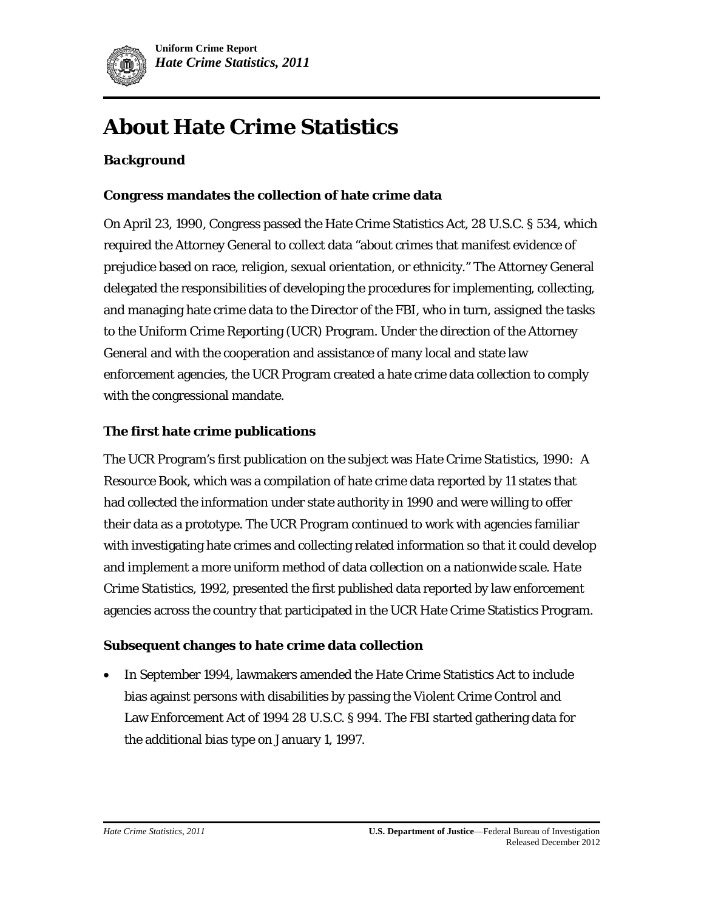# About Hate Crime Statistics

## *Background*

### Congress mandates the collection of hate crime data

On April 23, 1990, Congress passed the Hate Crime Statistics Act, 28 U.S.C. § 534, which required the Attorney General to collect data "about crimes that manifest evidence of prejudice based on race, religion, sexual orientation, or ethnicity." The Attorney General delegated the responsibilities of developing the procedures for implementing, collecting, and managing hate crime data to the Director of the FBI, who in turn, assigned the tasks to the Uniform Crime Reporting (UCR) Program. Under the direction of the Attorney General and with the cooperation and assistance of many local and state law enforcement agencies, the UCR Program created a hate crime data collection to comply with the congressional mandate.

### The first hate crime publications

The UCR Program's first publication on the subject was *Hate Crime Statistics, 1990: A Resource Book*, which was a compilation of hate crime data reported by 11 states that had collected the information under state authority in 1990 and were willing to offer their data as a prototype. The UCR Program continued to work with agencies familiar with investigating hate crimes and collecting related information so that it could develop and implement a more uniform method of data collection on a nationwide scale. *Hate Crime Statistics, 1992*, presented the first published data reported by law enforcement agencies across the country that participated in the UCR Hate Crime Statistics Program.

### Subsequent changes to hate crime data collection

- In September 1994, lawmakers amended the Hate Crime Statistics Act to include bias against persons with disabilities by passing the Violent Crime Control and Law Enforcement Act of 1994 28 U.S.C. § 994. The FBI started gathering data for the additional bias type on January 1, 1997.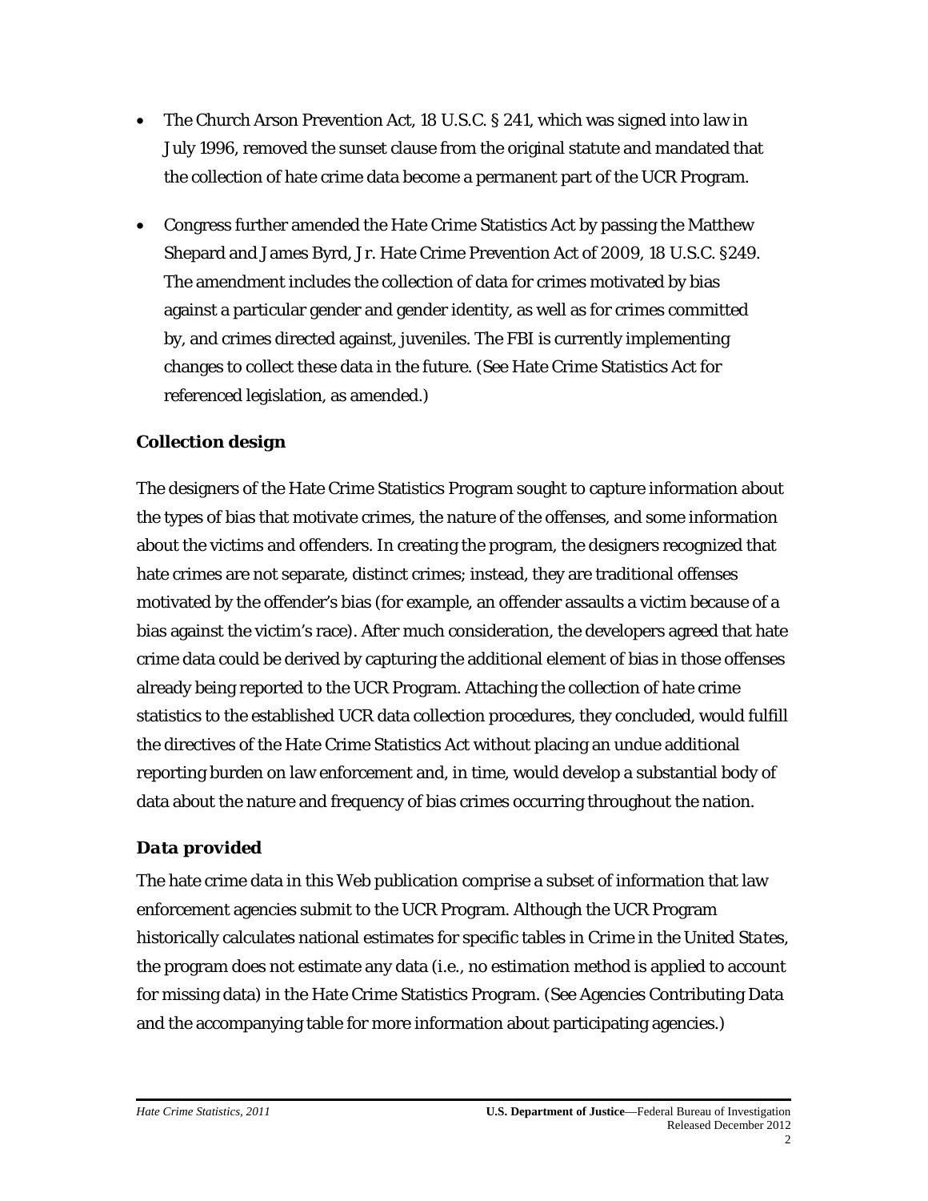- The Church Arson Prevention Act, 18 U.S.C. § 241, which was signed into law in July 1996, removed the sunset clause from the original statute and mandated that the collection of hate crime data become a permanent part of the UCR Program.
- Congress further amended the Hate Crime Statistics Act by passing the Matthew Shepard and James Byrd, Jr. Hate Crime Prevention Act of 2009, 18 U.S.C. §249. The amendment includes the collection of data for crimes motivated by bias against a particular gender and gender identity, as well as for crimes committed by, and crimes directed against, juveniles. The FBI is currently implementing changes to collect these data in the future. (See Hate Crime Statistics Act for referenced legislation, as amended.)

### Collection design

The designers of the Hate Crime Statistics Program sought to capture information about the types of bias that motivate crimes, the nature of the offenses, and some information about the victims and offenders. In creating the program, the designers recognized that hate crimes are not separate, distinct crimes; instead, they are traditional offenses motivated by the offender's bias (for example, an offender assaults a victim because of a bias against the victim's race). After much consideration, the developers agreed that hate crime data could be derived by capturing the additional element of bias in those offenses already being reported to the UCR Program. Attaching the collection of hate crime statistics to the established UCR data collection procedures, they concluded, would fulfill the directives of the Hate Crime Statistics Act without placing an undue additional reporting burden on law enforcement and, in time, would develop a substantial body of data about the nature and frequency of bias crimes occurring throughout the nation.

### *Data provided*

The hate crime data in this Web publication comprise a subset of information that law enforcement agencies submit to the UCR Program. Although the UCR Program historically calculates national estimates for specific tables in *Crime in the United States*, the program does not estimate any data (i.e., no estimation method is applied to account for missing data) in the Hate Crime Statistics Program. (See Agencies Contributing Data and the accompanying table for more information about participating agencies.)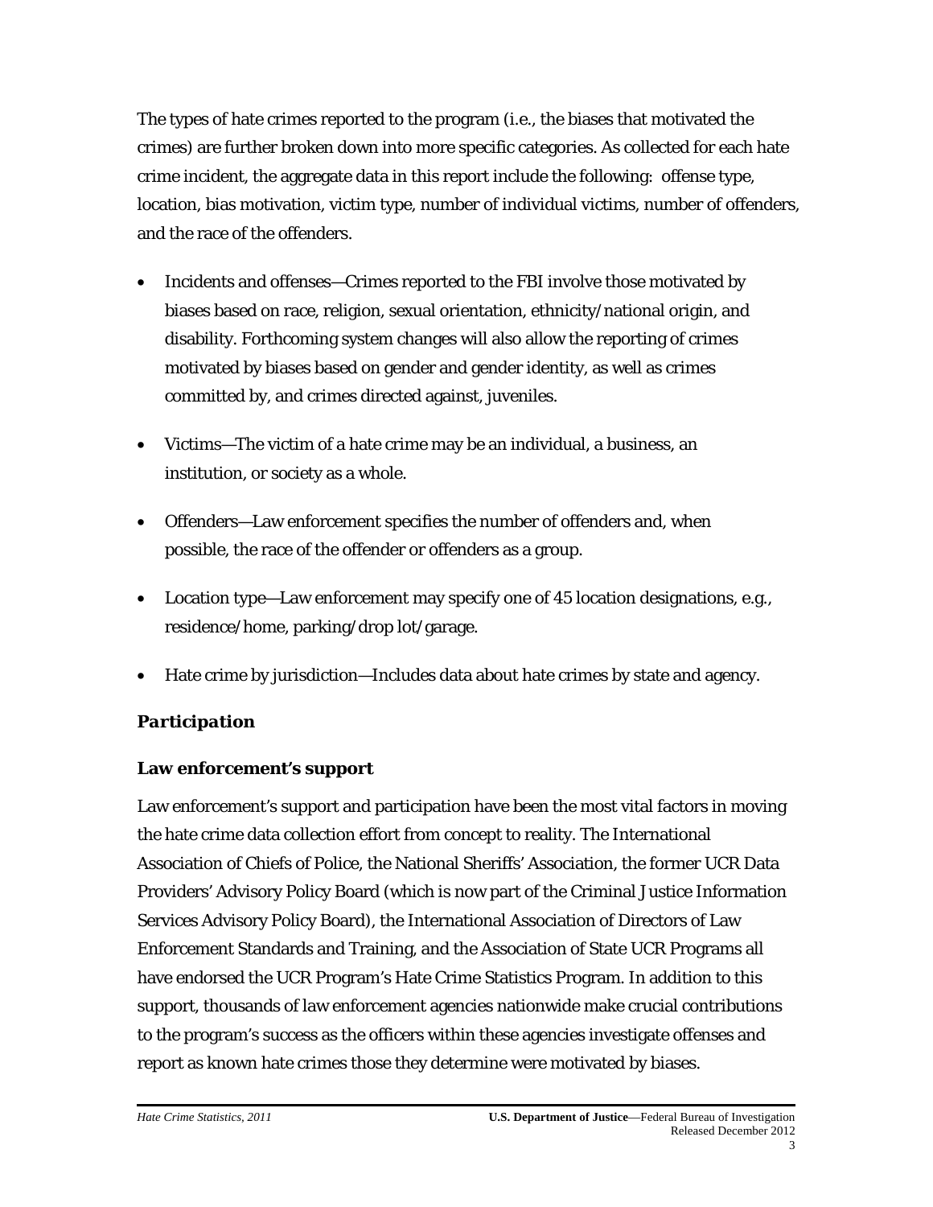The types of hate crimes reported to the program (i.e., the biases that motivated the crimes) are further broken down into more specific categories. As collected for each hate crime incident, the aggregate data in this report include the following: offense type, location, bias motivation, victim type, number of individual victims, number of offenders, and the race of the offenders.

- Incidents and offenses—Crimes reported to the FBI involve those motivated by biases based on race, religion, sexual orientation, ethnicity/national origin, and disability. Forthcoming system changes will also allow the reporting of crimes motivated by biases based on gender and gender identity, as well as crimes committed by, and crimes directed against, juveniles.

- Victims—The victim of a hate crime may be an individual, a business, an institution, or society as a whole.

- Offenders—Law enforcement specifies the number of offenders and, when possible, the race of the offender or offenders as a group.

- Location type—Law enforcement may specify one of 45 location designations, e.g., residence/home, parking/drop lot/garage.

- Hate crime by jurisdiction—Includes data about hate crimes by state and agency.

## *Participation*

### Law enforcement's support

Law enforcement's support and participation have been the most vital factors in moving the hate crime data collection effort from concept to reality. The International Association of Chiefs of Police, the National Sheriffs' Association, the former UCR Data Providers' Advisory Policy Board (which is now part of the Criminal Justice Information Services Advisory Policy Board), the International Association of Directors of Law Enforcement Standards and Training, and the Association of State UCR Programs all have endorsed the UCR Program's Hate Crime Statistics Program. In addition to this support, thousands of law enforcement agencies nationwide make crucial contributions to the program's success as the officers within these agencies investigate offenses and report as known hate crimes those they determine were motivated by biases.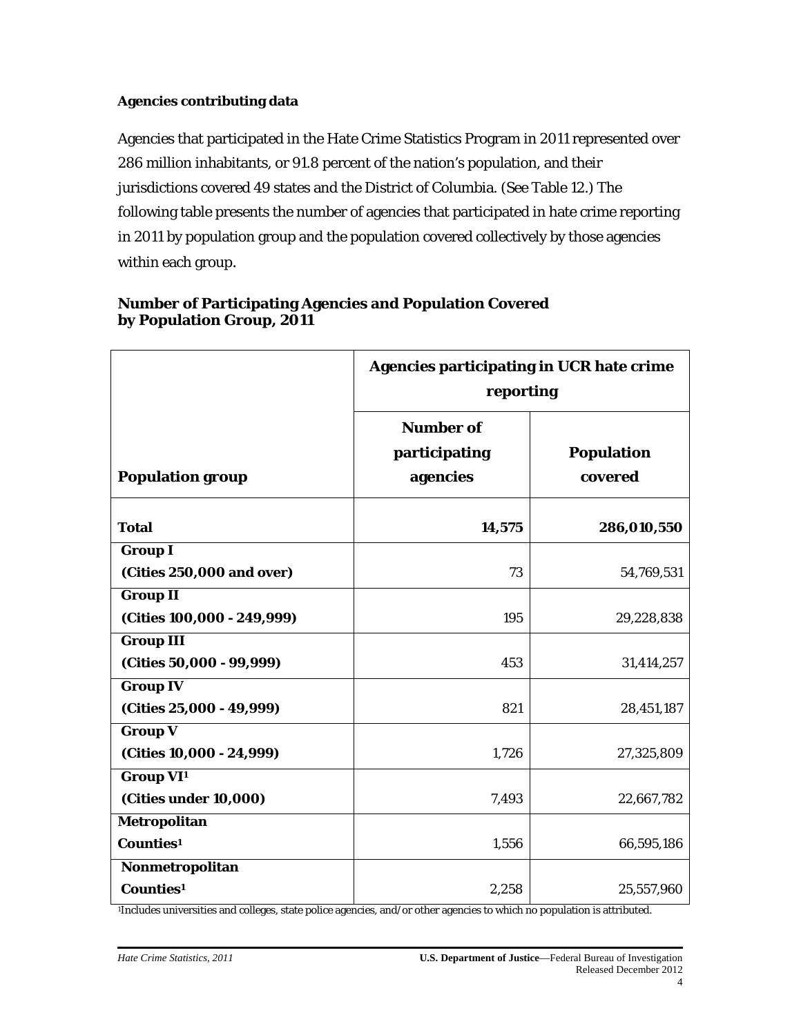**Agencies contributing data**

Agencies that participated in the Hate Crime Statistics Program in 2011 represented over 286 million inhabitants, or 91.8 percent of the nation's population, and their jurisdictions covered 49 states and the District of Columbia. (See Table 12.) The following table presents the number of agencies that participated in hate crime reporting in 2011 by population group and the population covered collectively by those agencies within each group.

**Number of Participating Agencies and Population Covered by Population Group, 2011**

| | **Agencies participating in UCR hate crime reporting** | |
|---|---|---|
| **Population group** | **Number of participating agencies** | **Population covered** |
| **Total** | **14,575** | **286,010,550** |
| **Group I (Cities 250,000 and over)** | 73 | 54,769,531 |
| **Group II (Cities 100,000 - 249,999)** | 195 | 29,228,838 |
| **Group III (Cities 50,000 - 99,999)** | 453 | 31,414,257 |
| **Group IV (Cities 25,000 - 49,999)** | 821 | 28,451,187 |
| **Group V (Cities 10,000 - 24,999)** | 1,726 | 27,325,809 |
| **Group VI[1] (Cities under 10,000)** | 7,493 | 22,667,782 |
| **Metropolitan Counties[1]** | 1,556 | 66,595,186 |
| **Nonmetropolitan Counties[1]** | 2,258 | 25,557,960 |

[1]Includes universities and colleges, state police agencies, and/or other agencies to which no population is attributed.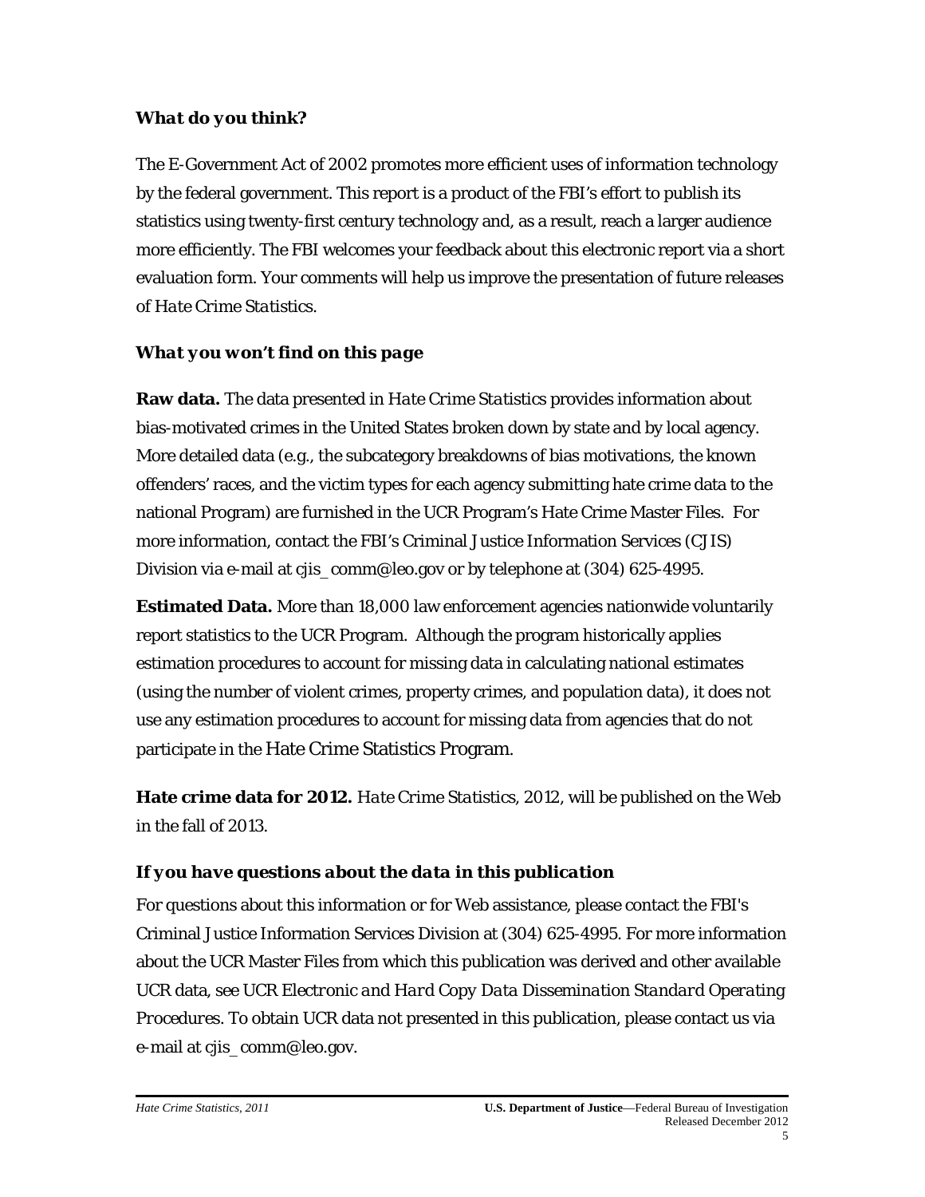### *What do you think?*

The E-Government Act of 2002 promotes more efficient uses of information technology by the federal government. This report is a product of the FBI's effort to publish its statistics using twenty-first century technology and, as a result, reach a larger audience more efficiently. The FBI welcomes your feedback about this electronic report via a short evaluation form. Your comments will help us improve the presentation of future releases of *Hate Crime Statistics*.

### *What you won't find on this page*

**Raw data.** The data presented in *Hate Crime Statistics* provides information about bias-motivated crimes in the United States broken down by state and by local agency. More detailed data (e.g., the subcategory breakdowns of bias motivations, the known offenders' races, and the victim types for each agency submitting hate crime data to the national Program) are furnished in the UCR Program's Hate Crime Master Files. For more information, contact the FBI's Criminal Justice Information Services (CJIS) Division via e-mail at cjis_comm@leo.gov or by telephone at (304) 625-4995.

**Estimated Data.** More than 18,000 law enforcement agencies nationwide voluntarily report statistics to the UCR Program. Although the program historically applies estimation procedures to account for missing data in calculating national estimates (using the number of violent crimes, property crimes, and population data), it does not use any estimation procedures to account for missing data from agencies that do not participate in the Hate Crime Statistics Program.

**Hate crime data for 2012.** *Hate Crime Statistics, 2012*, will be published on the Web in the fall of 2013.

### *If you have questions about the data in this publication*

For questions about this information or for Web assistance, please contact the FBI's Criminal Justice Information Services Division at (304) 625-4995. For more information about the UCR Master Files from which this publication was derived and other available UCR data, see *UCR Electronic and Hard Copy Data Dissemination Standard Operating Procedures*. To obtain UCR data not presented in this publication, please contact us via e-mail at cjis_comm@leo.gov.